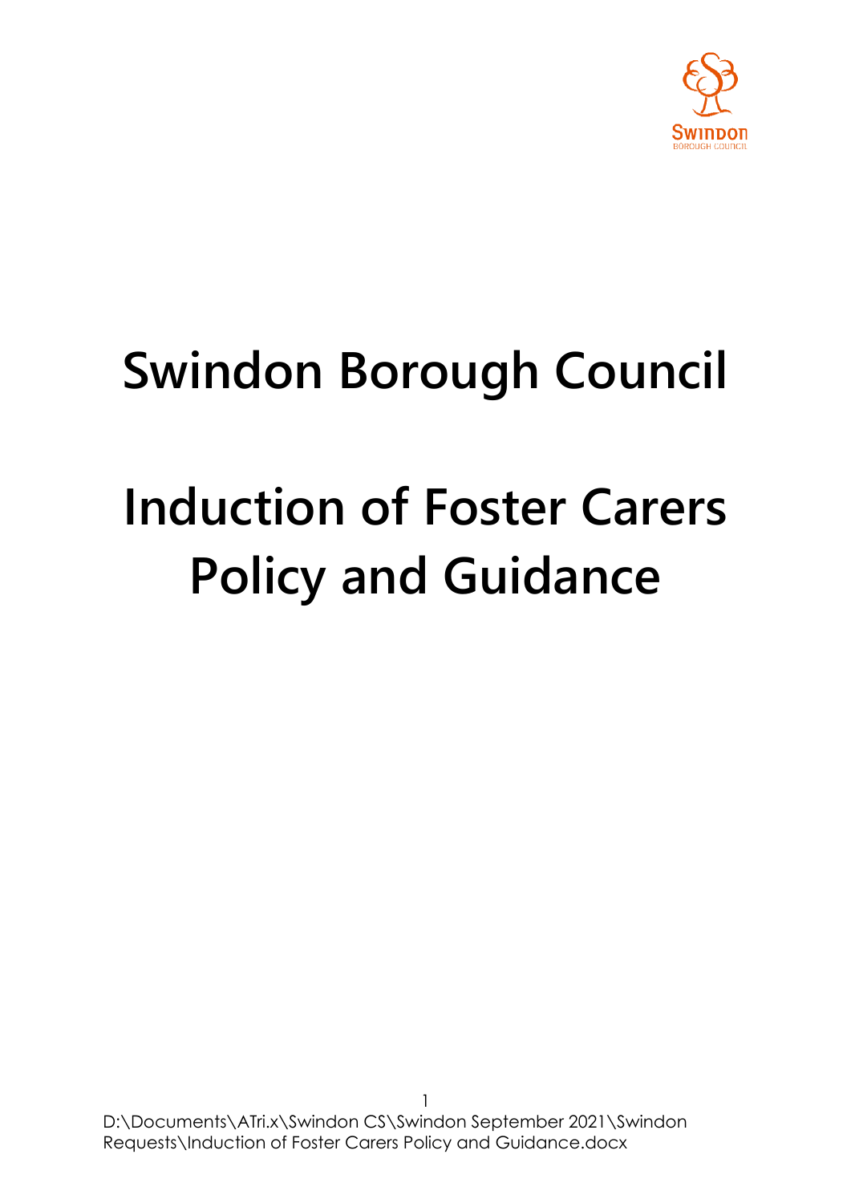# Swindon Borough Council

# Induction of Foster Carers Policy and Guidance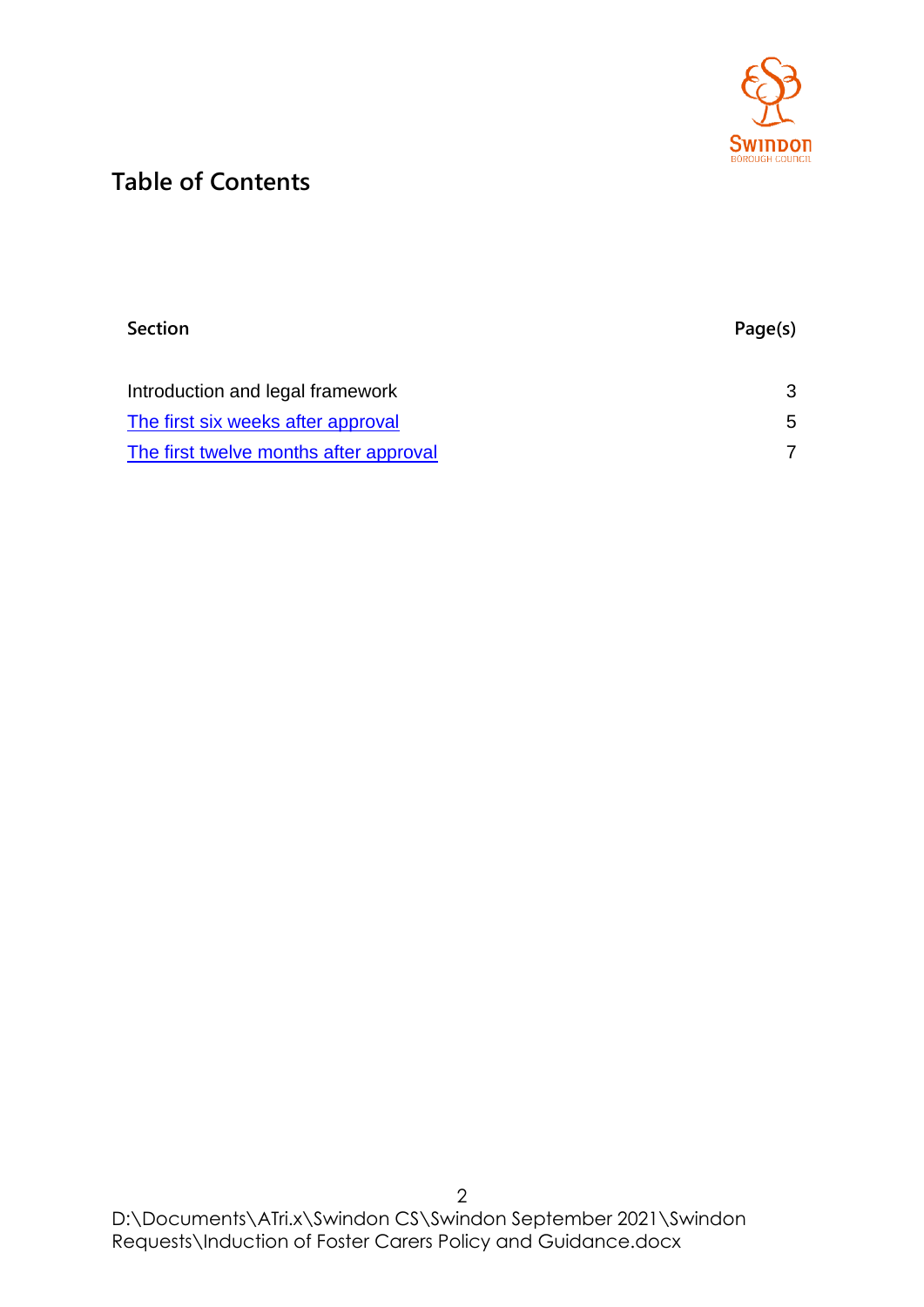## Table of Contents

| Section | Page(s) |
|---|---|
| Introduction and legal framework | 3 |
| The first six weeks after approval | 5 |
| The first twelve months after approval | 7 |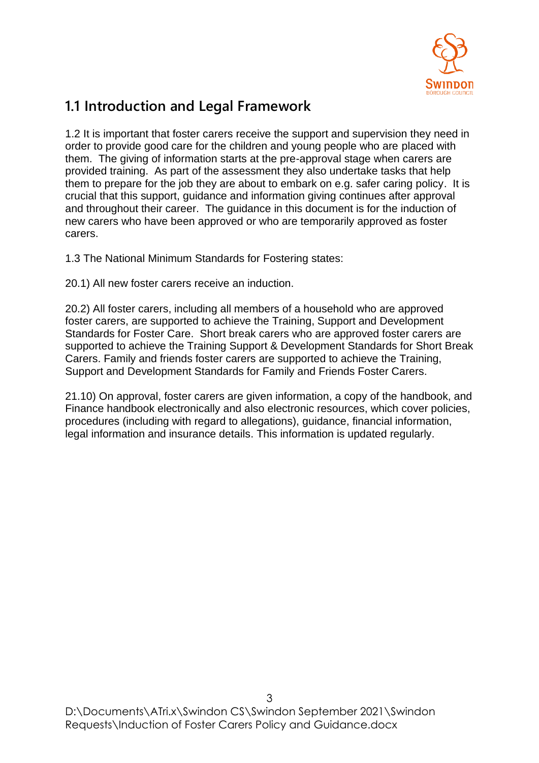## 1.1 Introduction and Legal Framework

1.2 It is important that foster carers receive the support and supervision they need in order to provide good care for the children and young people who are placed with them. The giving of information starts at the pre-approval stage when carers are provided training. As part of the assessment they also undertake tasks that help them to prepare for the job they are about to embark on e.g. safer caring policy. It is crucial that this support, guidance and information giving continues after approval and throughout their career. The guidance in this document is for the induction of new carers who have been approved or who are temporarily approved as foster carers.

1.3 The National Minimum Standards for Fostering states:

20.1) All new foster carers receive an induction.

20.2) All foster carers, including all members of a household who are approved foster carers, are supported to achieve the Training, Support and Development Standards for Foster Care. Short break carers who are approved foster carers are supported to achieve the Training Support & Development Standards for Short Break Carers. Family and friends foster carers are supported to achieve the Training, Support and Development Standards for Family and Friends Foster Carers.

21.10) On approval, foster carers are given information, a copy of the handbook, and Finance handbook electronically and also electronic resources, which cover policies, procedures (including with regard to allegations), guidance, financial information, legal information and insurance details. This information is updated regularly.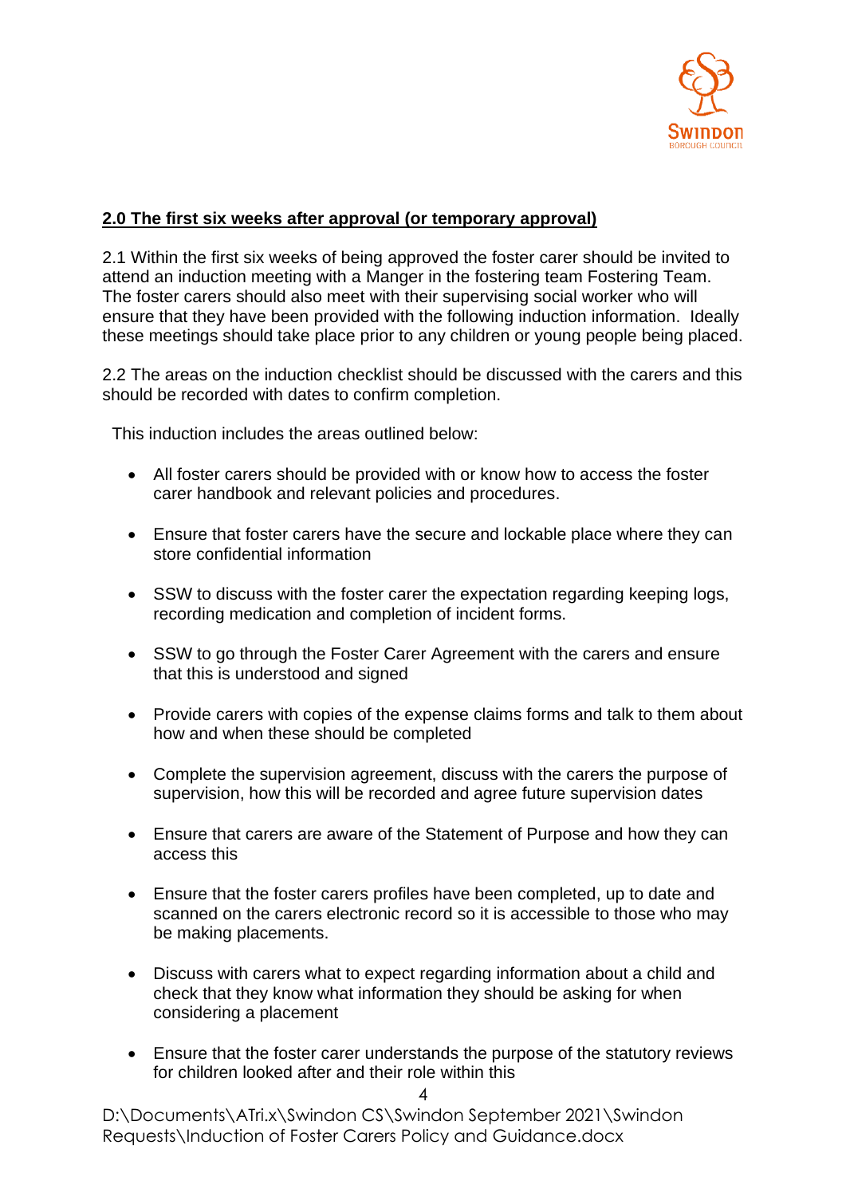## 2.0 The first six weeks after approval (or temporary approval)

2.1 Within the first six weeks of being approved the foster carer should be invited to attend an induction meeting with a Manger in the fostering team Fostering Team. The foster carers should also meet with their supervising social worker who will ensure that they have been provided with the following induction information. Ideally these meetings should take place prior to any children or young people being placed.

2.2 The areas on the induction checklist should be discussed with the carers and this should be recorded with dates to confirm completion.

This induction includes the areas outlined below:

- All foster carers should be provided with or know how to access the foster carer handbook and relevant policies and procedures.
- Ensure that foster carers have the secure and lockable place where they can store confidential information
- SSW to discuss with the foster carer the expectation regarding keeping logs, recording medication and completion of incident forms.
- SSW to go through the Foster Carer Agreement with the carers and ensure that this is understood and signed
- Provide carers with copies of the expense claims forms and talk to them about how and when these should be completed
- Complete the supervision agreement, discuss with the carers the purpose of supervision, how this will be recorded and agree future supervision dates
- Ensure that carers are aware of the Statement of Purpose and how they can access this
- Ensure that the foster carers profiles have been completed, up to date and scanned on the carers electronic record so it is accessible to those who may be making placements.
- Discuss with carers what to expect regarding information about a child and check that they know what information they should be asking for when considering a placement
- Ensure that the foster carer understands the purpose of the statutory reviews for children looked after and their role within this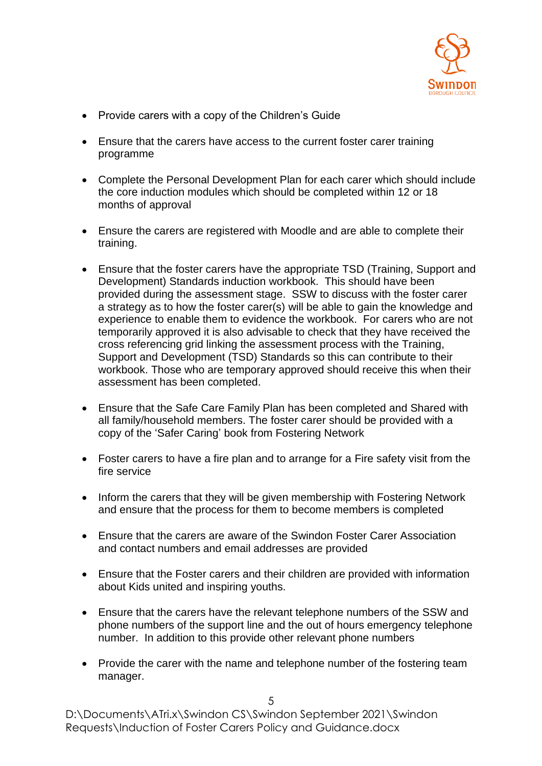- Provide carers with a copy of the Children's Guide

- Ensure that the carers have access to the current foster carer training programme

- Complete the Personal Development Plan for each carer which should include the core induction modules which should be completed within 12 or 18 months of approval

- Ensure the carers are registered with Moodle and are able to complete their training.

- Ensure that the foster carers have the appropriate TSD (Training, Support and Development) Standards induction workbook. This should have been provided during the assessment stage. SSW to discuss with the foster carer a strategy as to how the foster carer(s) will be able to gain the knowledge and experience to enable them to evidence the workbook. For carers who are not temporarily approved it is also advisable to check that they have received the cross referencing grid linking the assessment process with the Training, Support and Development (TSD) Standards so this can contribute to their workbook. Those who are temporary approved should receive this when their assessment has been completed.

- Ensure that the Safe Care Family Plan has been completed and Shared with all family/household members. The foster carer should be provided with a copy of the 'Safer Caring' book from Fostering Network

- Foster carers to have a fire plan and to arrange for a Fire safety visit from the fire service

- Inform the carers that they will be given membership with Fostering Network and ensure that the process for them to become members is completed

- Ensure that the carers are aware of the Swindon Foster Carer Association and contact numbers and email addresses are provided

- Ensure that the Foster carers and their children are provided with information about Kids united and inspiring youths.

- Ensure that the carers have the relevant telephone numbers of the SSW and phone numbers of the support line and the out of hours emergency telephone number. In addition to this provide other relevant phone numbers

- Provide the carer with the name and telephone number of the fostering team manager.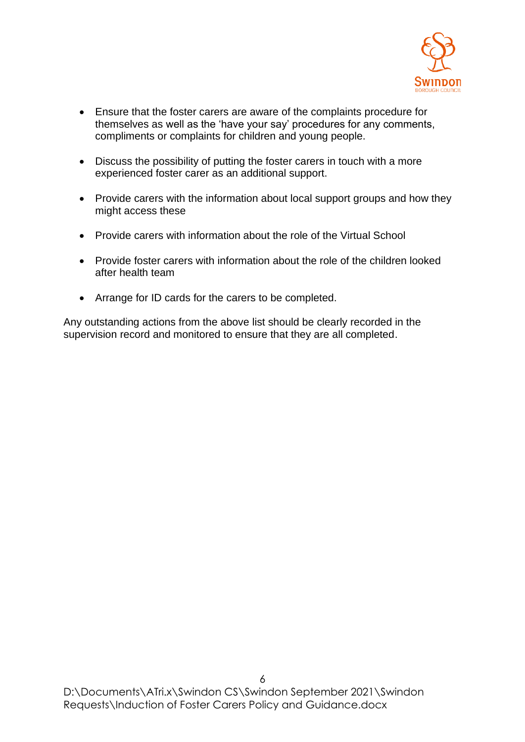- Ensure that the foster carers are aware of the complaints procedure for themselves as well as the 'have your say' procedures for any comments, compliments or complaints for children and young people.

- Discuss the possibility of putting the foster carers in touch with a more experienced foster carer as an additional support.

- Provide carers with the information about local support groups and how they might access these

- Provide carers with information about the role of the Virtual School

- Provide foster carers with information about the role of the children looked after health team

- Arrange for ID cards for the carers to be completed.

Any outstanding actions from the above list should be clearly recorded in the supervision record and monitored to ensure that they are all completed.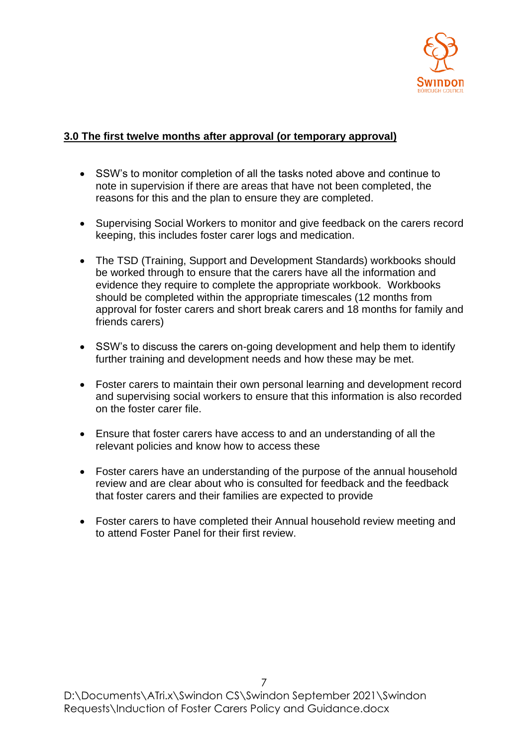## 3.0 The first twelve months after approval (or temporary approval)

- SSW's to monitor completion of all the tasks noted above and continue to note in supervision if there are areas that have not been completed, the reasons for this and the plan to ensure they are completed.
- Supervising Social Workers to monitor and give feedback on the carers record keeping, this includes foster carer logs and medication.
- The TSD (Training, Support and Development Standards) workbooks should be worked through to ensure that the carers have all the information and evidence they require to complete the appropriate workbook. Workbooks should be completed within the appropriate timescales (12 months from approval for foster carers and short break carers and 18 months for family and friends carers)
- SSW's to discuss the carers on-going development and help them to identify further training and development needs and how these may be met.
- Foster carers to maintain their own personal learning and development record and supervising social workers to ensure that this information is also recorded on the foster carer file.
- Ensure that foster carers have access to and an understanding of all the relevant policies and know how to access these
- Foster carers have an understanding of the purpose of the annual household review and are clear about who is consulted for feedback and the feedback that foster carers and their families are expected to provide
- Foster carers to have completed their Annual household review meeting and to attend Foster Panel for their first review.